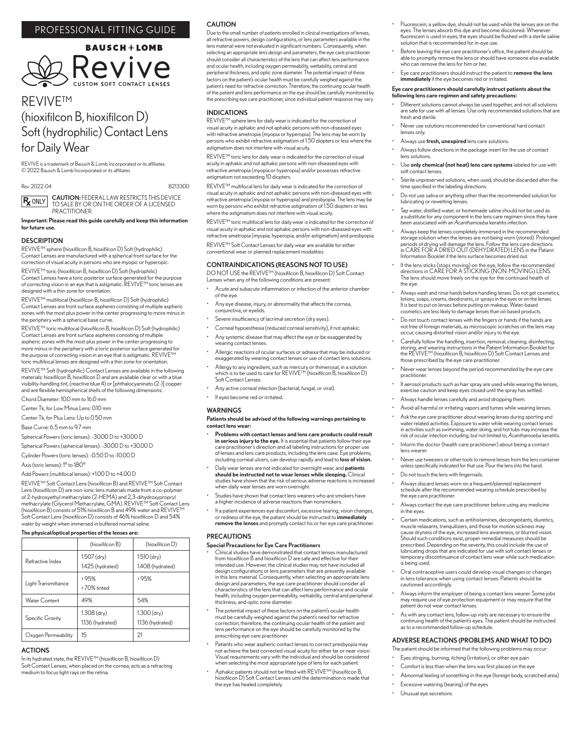PROFESSIONAL FITTING GUIDE

BAUSCH + LOMB

Revive
CUSTOM SOFT CONTACT LENSES

# REVIVE™ (hioxifilcon B, hioxifilcon D) Soft (hydrophilic) Contact Lens for Daily Wear

REVIVE is a trademark of Bausch & Lomb Incorporated or its affiliates.
© 2022 Bausch & Lomb Incorporated or its affiliates

Rev. 2022-04 8213300

℞ ONLY **CAUTION:** FEDERAL LAW RESTRICTS THIS DEVICE TO SALE BY OR ON THE ORDER OF A LICENSED PRACTITIONER.

**Important: Please read this guide carefully and keep this information for future use.**

## DESCRIPTION

REVIVE™ sphere (hioxifilcon B, hioxifilcon D) Soft (hydrophilic) Contact Lenses are manufactured with a spherical front surface for the correction of visual acuity in persons who are myopic or hyperopic.

REVIVE™ toric (hioxifilcon B, hioxifilcon D) Soft (hydrophilic) Contact Lenses have a toric posterior surface generated for the purpose of correcting vision in an eye that is astigmatic. REVIVE™ toric lenses are designed with a thin zone for orientation.

REVIVE™ multifocal (hioxifilcon B, hioxifilcon D) Soft (hydrophilic) Contact Lenses are front surface aspheres consisting of multiple aspheric zones with the most plus power in the center progressing to more minus in the periphery with a spherical base curve.

REVIVE™ toric multifocal (hioxifilcon B, hioxifilcon D) Soft (hydrophilic) Contact Lenses are front surface aspheres consisting of multiple aspheric zones with the most plus power in the center progressing to more minus in the periphery with a toric posterior surface generated for the purpose of correcting vision in an eye that is astigmatic. REVIVE™ toric multifocal lenses are designed with a thin zone for orientation.

REVIVE™ Soft (hydrophilic) Contact Lenses are available in the following materials: hioxifilcon B, hioxifilcon D and are available clear or with a blue visibility-handling tint, (reactive blue 4) or [phthalocyaninato (2-)] copper and are flexible hemispherical shells of the following dimensions:

Chord Diameter: 10.0 mm to 16.0 mm

Center Tk, for Low Minus Lens: 0.10 mm

Center Tk, for Plus Lens: Up to 0.50 mm

Base Curve: 6.5 mm to 9.7 mm

Spherical Powers (toric lenses): -30.00 D to +30.00 D

Spherical Powers (spherical lenses): -30.00 D to +30.00 D

Cylinder Powers (toric lenses): -0.50 D to -10.00 D

Axis (toric lenses): 1° to 180°

Add Powers (multifocal lenses): +1.00 D to +4.00 D

REVIVE™ Soft Contact Lens (hioxifilcon B) and REVIVE™ Soft Contact Lens (hioxifilcon D) are non-ionic lens materials made from a co-polymer of 2-hydroxyethyl methacrylate (2-HEMA) and 2,3-dihydroxypropryl methacrylate (Glycerol Methacrylate, GMA). REVIVE™ Soft Contact Lens (hioxifilcon B) consists of 51% hioxifilcon B and 49% water and REVIVE™ Soft Contact Lens (hioxifilcon D) consists of 46% hioxifilcon D and 54% water by weight when immersed in buffered normal saline.

**The physical/optical properties of the lenses are:**

| | (hioxifilcon B) | (hioxifilcon D) |
|---|---|---|
| Refractive Index | 1.507 (dry) 1.425 (hydrated) | 1.510 (dry) 1.408 (hydrated) |
| Light Transmittance | >95% >70% tinted | >95% |
| Water Content | 49% | 54% |
| Specific Gravity | 1.308 (dry) 1.136 (hydrated) | 1.300 (dry) 1.136 (hydrated) |
| Oxygen Permeability | 15 | 21 |

## ACTIONS

In its hydrated state, the REVIVE™ (hioxifilcon B, hioxifilcon D) Soft Contact Lenses, when placed on the cornea, acts as a refracting medium to focus light rays on the retina.

## CAUTION

Due to the small number of patients enrolled in clinical investigations of lenses, all refractive powers, design configurations, or lens parameters available in the lens material were not evaluated in significant numbers. Consequently, when selecting an appropriate lens design and parameters, the eye care practitioner should consider all characteristics of the lens that can affect lens performance and ocular health, including oxygen permeability, wettability, central and peripheral thickness, and optic zone diameter. The potential impact of these factors on the patient's ocular health must be carefully weighed against the patient's need for refractive correction. Therefore, the continuing ocular health of the patient and lens performance on the eye should be carefully monitored by the prescribing eye care practitioner, since individual patient response may vary.

## INDICATIONS

REVIVE™ sphere lens for daily wear is indicated for the correction of visual acuity in aphakic and not aphakic persons with non-diseased eyes with refractive ametropia (myopia or hyperopia). The lens may be worn by persons who exhibit refractive astigmatism of 1.50 diopters or less where the astigmatism does not interfere with visual acuity.

REVIVE™ toric lens for daily wear is indicated for the correction of visual acuity in aphakic and not aphakic persons with non-diseased eyes with refractive ametropia (myopia or hyperopia) and/or possesses refractive astigmatism not exceeding 10 diopters.

REVIVE™ multifocal lens for daily wear is indicated for the correction of visual acuity in aphakic and not aphakic persons with non-diseased eyes with refractive ametropia (myopia or hyperopia) and presbyopia. The lens may be worn by persons who exhibit refractive astigmatism of 1.50 diopters or less where the astigmatism does not interfere with visual acuity.

REVIVE™ toric multifocal lens for daily wear is indicated for the correction of visual acuity in aphakic and not aphakic persons with non-diseased eyes with refractive ametropia (myopia, hyperopia, and/or astigmatism) and presbyopia.

REVIVE™ Soft Contact Lenses for daily wear are available for either conventional wear or planned replacement modalities.

## CONTRAINDICATIONS (REASONS NOT TO USE)

DO NOT USE the REVIVE™ (hioxifilcon B, hioxifilcon D) Soft Contact Lenses when any of the following conditions are present:

- Acute and subacute inflammation or infection of the anterior chamber of the eye.
- Any eye disease, injury, or abnormality that affects the cornea, conjunctiva, or eyelids.
- Severe insufficiency of lacrimal secretion (dry eyes).
- Corneal hypoesthesia (reduced corneal sensitivity), if not aphakic.
- Any systemic disease that may affect the eye or be exaggerated by wearing contact lenses.
- Allergic reactions of ocular surfaces or adnexa that may be induced or exaggerated by wearing contact lenses or use of contact lens solutions.
- Allergy to any ingredient, such as mercury or thimerosal, in a solution which is to be used to care for REVIVE™ (hioxifilcon B, hioxifilcon D) Soft Contact Lenses.
- Any active corneal infection (bacterial, fungal, or viral).
- If eyes become red or irritated.

## WARNINGS

**Patients should be advised of the following warnings pertaining to contact lens wear:**

- **Problems with contact lenses and lens care products could result in serious injury to the eye.** It is essential that patients follow their eye care practitioner's direction and all labeling instructions for proper use of lenses and lens care products, including the lens case. Eye problems, including corneal ulcers, can develop rapidly and lead to **loss of vision.**
- Daily wear lenses are not indicated for overnight wear, and **patients should be instructed not to wear lenses while sleeping.** Clinical studies have shown that the risk of serious adverse reactions is increased when daily wear lenses are worn overnight.
- Studies have shown that contact lens wearers who are smokers have a higher incidence of adverse reactions than nonsmokers.
- If a patient experiences eye discomfort, excessive tearing, vision changes, or redness of the eye, the patient should be instructed to **immediately remove the lenses** and promptly contact his or her eye care practitioner.

## PRECAUTIONS

**Special Precautions for Eye Care Practitioners**

- Clinical studies have demonstrated that contact lenses manufactured from hioxifilcon B and hioxifilcon D are safe and effective for their intended use. However, the clinical studies may not have included all design configurations or lens parameters that are presently available in this lens material. Consequently, when selecting an appropriate lens design and parameters, the eye care practitioner should consider all characteristics of the lens that can affect lens performance and ocular health, including oxygen permeability, wettability, central and peripheral thickness, and optic zone diameter.
- The potential impact of these factors on the patient's ocular health must be carefully weighed against the patient's need for refractive correction; therefore, the continuing ocular health of the patient and lens performance on the eye should be carefully monitored by the prescribing eye care practitioner.
- Patients who wear aspheric contact lenses to correct presbyopia may not achieve the best corrected visual acuity for either far or near vision. Visual requirements vary with the individual and should be considered when selecting the most appropriate type of lens for each patient.
- Aphakic patients should not be fitted with REVIVE™ (hioxifilcon B, hioxifilcon D) Soft Contact Lenses until the determination is made that the eye has healed completely.
- Fluorescein, a yellow dye, should not be used while the lenses are on the eyes. The lenses absorb this dye and become discolored. Whenever fluorescein is used in eyes, the eyes should be flushed with a sterile saline solution that is recommended for in-eye use.
- Before leaving the eye care practitioner's office, the patient should be able to promptly remove the lens or should have someone else available who can remove the lens for him or her.
- Eye care practitioners should instruct the patient to **remove the lens immediately** if the eye becomes red or irritated.

**Eye care practitioners should carefully instruct patients about the following lens care regimen and safety precautions:**

- Different solutions cannot always be used together, and not all solutions are safe for use with all lenses. Use only recommended solutions that are fresh and sterile.
- Never use solutions recommended for conventional hard contact lenses only.
- Always use **fresh, unexpired** lens care solutions.
- Always follow directions in the package insert for the use of contact lens solutions.
- Use **only chemical (not heat) lens care systems** labeled for use with soft contact lenses.
- Sterile unpreserved solutions, when used, should be discarded after the time specified in the labeling directions.
- Do not use saliva or anything other than the recommended solution for lubricating or rewetting lenses.
- Tap water, distilled water, or homemade saline should not be used as a substitute for any component in the lens care regimen since they have been associated with an *Acanthamoeba* keratitis infection.
- Always keep the lenses completely immersed in the recommended storage solution when the lenses are not being worn (stored). Prolonged periods of drying will damage the lens. Follow the lens care directions in CARE FOR A DRIED OUT (DEHYDRATED) LENS in the Patient Information Booklet if the lens surface becomes dried out.
- If the lens sticks (stops moving) on the eye, follow the recommended directions in CARE FOR A STICKING (NON-MOVING) LENS. The lens should move freely on the eye for the continued health of the eye.
- Always wash and rinse hands before handling lenses. Do not get cosmetics, lotions, soaps, creams, deodorants, or sprays in the eyes or on the lenses. It is best to put on lenses before putting on makeup. Water-based cosmetics are less likely to damage lenses than oil-based products.
- Do not touch contact lenses with the fingers or hands if the hands are not free of foreign materials, as microscopic scratches on the lens may occur, causing distorted vision and/or injury to the eye.
- Carefully follow the handling, insertion, removal, cleaning, disinfecting, storing, and wearing instructions in the Patient Information Booklet for the REVIVE™ (hioxifilcon B, hioxifilcon D) Soft Contact Lenses and those prescribed by the eye care practitioner.
- Never wear lenses beyond the period recommended by the eye care practitioner.
- If aerosol products such as hair spray are used while wearing the lenses, exercise caution and keep eyes closed until the spray has settled.
- Always handle lenses carefully and avoid dropping them.
- Avoid all harmful or irritating vapors and fumes while wearing lenses.
- Ask the eye care practitioner about wearing lenses during sporting and water related activities. Exposure to water while wearing contact lenses in activities such as swimming, water skiing, and hot tubs may increase the risk of ocular infection including, but not limited to, *Acanthamoeba* keratitis.
- Inform the doctor (health care practitioner) about being a contact lens wearer.
- Never use tweezers or other tools to remove lenses from the lens container unless specifically indicated for that use. Pour the lens into the hand.
- Do not touch the lens with fingernails.
- Always discard lenses worn on a frequent/planned replacement schedule after the recommended wearing schedule prescribed by the eye care practitioner.
- Always contact the eye care practitioner before using any medicine in the eyes.
- Certain medications, such as antihistamines, decongestants, diuretics, muscle relaxants, tranquilizers, and those for motion sickness may cause dryness of the eye, increased lens awareness, or blurred vision. Should such conditions exist, proper remedial measures should be prescribed. Depending on the severity, this could include the use of lubricating drops that are indicated for use with soft contact lenses or temporary discontinuance of contact lens wear while such medication is being used.
- Oral contraceptive users could develop visual changes or changes in lens tolerance when using contact lenses. Patients should be cautioned accordingly.
- Always inform the employer of being a contact lens wearer. Some jobs may require use of eye protection equipment or may require that the patient do not wear contact lenses.
- As with any contact lens, follow-up visits are necessary to ensure the continuing health of the patient's eyes. The patient should be instructed as to a recommended follow-up schedule.

## ADVERSE REACTIONS (PROBLEMS AND WHAT TO DO)

The patient should be informed that the following problems may occur:

- Eyes stinging, burning, itching (irritation), or other eye pain
- Comfort is less than when the lens was first placed on the eye
- Abnormal feeling of something in the eye (foreign body, scratched area)
- Excessive watering (tearing) of the eyes
- Unusual eye secretions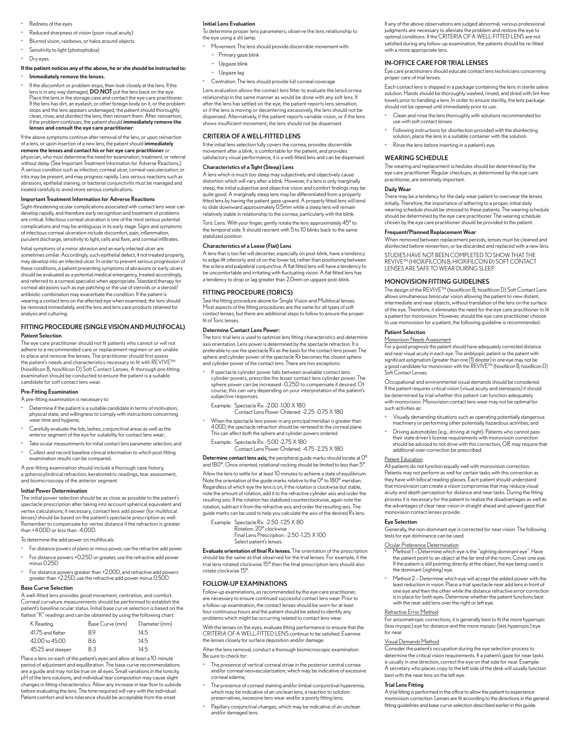- Redness of the eyes
- Reduced sharpness of vision (poor visual acuity)
- Blurred vision, rainbows, or halos around objects
- Sensitivity to light (photophobia)
- Dry eyes

**If the patient notices any of the above, he or she should be instructed to:**

- **Immediately remove the lenses.**
- If the discomfort or problem stops, then look closely at the lens. If the lens is in any way damaged, **DO NOT** put the lens back on the eye. Place the lens in the storage case and contact the eye care practitioner. If the lens has dirt, an eyelash, or other foreign body on it, or the problem stops and the lens appears undamaged, the patient should thoroughly clean, rinse, and disinfect the lens; then reinsert them. After reinsertion, if the problem continues, the patient should **immediately remove the lenses and consult the eye care practitioner**.

If the above symptoms continue after removal of the lens, or upon reinsertion of a lens, or upon insertion of a new lens, the patient should **immediately remove the lenses and contact his or her eye care practitioner** or physician, who must determine the need for examination, treatment, or referral without delay. (See Important Treatment Information for Adverse Reactions.) A serious condition such as infection, corneal ulcer, corneal vascularization, or iritis may be present, and may progress rapidly. Less serious reactions such as abrasions, epithelial staining, or bacterial conjunctivitis must be managed and treated carefully to avoid more serious complications.

#### Important Treatment Information for Adverse Reactions

Sight-threatening ocular complications associated with contact lens wear can develop rapidly, and therefore early recognition and treatment of problems are critical. Infectious corneal ulceration is one of the most serious potential complications and may be ambiguous in its early stage. Signs and symptoms of infectious corneal ulceration include discomfort, pain, inflammation, purulent discharge, sensitivity to light, cells and flare, and corneal infiltrates.

Initial symptoms of a minor abrasion and an early infected ulcer are sometimes similar. Accordingly, such epithelial defect, if not treated properly, may develop into an infected ulcer. In order to prevent serious progression of these conditions, a patient presenting symptoms of abrasions or early ulcers should be evaluated as a potential medical emergency, treated accordingly, and referred to a corneal specialist when appropriate. Standard therapy for corneal abrasions such as eye patching or the use of steroids or a steroid/antibiotic combination may exacerbate the condition. If the patient is wearing a contact lens on the affected eye when examined, the lens should be removed immediately, and the lens and lens care products retained for analysis and culturing.

## FITTING PROCEDURE (SINGLE VISION AND MULTIFOCAL)

#### Patient Selection

The eye care practitioner should not fit patients who cannot or will not adhere to a recommended care or replacement regimen or are unable to place and remove the lenses. The practitioner should first assess the patient's needs and characteristics necessary to fit with REVIVE™ (hioxifilcon B, hioxifilcon D) Soft Contact Lenses. A thorough pre-fitting examination should be conducted to ensure the patient is a suitable candidate for soft contact lens wear.

#### Pre-Fitting Examination

A pre-fitting examination is necessary to:

- Determine if the patient is a suitable candidate in terms of motivation, physical state, and willingness to comply with instructions concerning wear time and hygiene;
- Carefully evaluate the lids, lashes, conjunctival areas as well as the anterior segment of the eye for suitability for contact lens wear;
- Take ocular measurements for initial contact lens parameter selection; and
- Collect and record baseline clinical information to which post-fitting examination results can be compared.

A pre-fitting examination should include a thorough case history, a spherocylindrical refraction, keratometric readings, tear assessment, and biomicroscopy of the anterior segment.

#### Initial Power Determination

The initial power selection should be as close as possible to the patient's spectacle prescription after taking into account spherical equivalent and vertex calculations; if necessary, contact lens add power (for multifocal lenses) should be based on the patient's spectacle prescription as well. Remember to compensate for vertex distance if the refraction is greater than +4.00D or less than -4.00D.

To determine the add power on multifocals:

- For distance powers of plano or minus power, use the refractive add power
- For distance powers +0.25D or greater, use the refractive add power minus 0.25D
- For distance powers greater than +2.00D, and refractive add powers greater than +2.25D, use the refractive add power minus 0.50D

#### Base Curve Selection

A well-fitted lens provides good movement, centration, and comfort. Corneal curvature measurements should be performed to establish the patient's baseline ocular status. Initial base curve selection is based on the flattest "K" readings and can be obtained by using the following chart:

| K Reading | Base Curve (mm) | Diameter (mm) |
|---|---|---|
| 41.75 and flatter | 8.9 | 14.5 |
| 42.00 to 45.00 | 8.6 | 14.5 |
| 45.25 and steeper | 8.3 | 14.5 |

Place a lens on each of the patient's eyes and allow at least a 10-minute period of adjustment and equilibration. The base curve recommendations are a guide and may not be true on all eyes. Small variations in the tonicity, pH of the lens solutions, and individual tear composition may cause slight changes in fitting characteristics. Allow any increase in tear flow to subside before evaluating the lens. The time required will vary with the individual. Patient comfort and lens tolerance should be acceptable from the onset.

#### Initial Lens Evaluation

To determine proper lens parameters, observe the lens relationship to the eye using a slit lamp.

- Movement: The lens should provide discernible movement with:
  - Primary gaze blink
  - Upgaze blink
  - Upgaze lag
- Centration: The lens should provide full corneal coverage

Lens evaluation allows the contact lens fitter to evaluate the lens/cornea relationship in the same manner as would be done with any soft lens. If after the lens has settled on the eye, the patient reports lens sensation, or if the lens is moving or decentering excessively, the lens should not be dispensed. Alternatively, if the patient reports variable vision, or if the lens shows insufficient movement, the lens should not be dispensed.

## CRITERIA OF A WELL-FITTED LENS

If the initial lens selection fully covers the cornea, provides discernible movement after a blink, is comfortable for the patient, and provides satisfactory visual performance, it is a well-fitted lens and can be dispensed.

#### Characteristics of a Tight (Steep) Lens

A lens which is much too steep may subjectively and objectively cause distortion which will vary after a blink. However, if a lens is only marginally steep, the initial subjective and objective vision and comfort findings may be quite good. A marginally steep lens may be differentiated from a properly fitted lens by having the patient gaze upward. A properly fitted lens will tend to slide downward approximately 0.5mm while a steep lens will remain relatively stable in relationship to the cornea, particularly with the blink.

Toric Lens: With your finger, gently rotate the lens approximately 45° to the temporal side. It should reorient with 5 to 10 blinks back to the same stabilized position.

#### Characteristics of a Loose (Flat) Lens

A lens that is too flat will decenter, especially on post-blink, have a tendency to edge lift inferiorly and sit on the lower lid, rather than positioning between the sclera and palpebral conjunctiva. A flat fitted lens will have a tendency to be uncomfortable and irritating with fluctuating vision. A flat fitted lens has a tendency to drop or lag greater than 2.0mm on upgaze post-blink.

## FITTING PROCEDURE (TORICS)

See the fitting procedure above for Single Vision and Multifocal lenses. Most aspects of the fitting procedures are the same for all types of soft contact lenses, but there are additional steps to follow to ensure the proper fit of Toric lenses.

#### Determine Contact Lens Power:

The toric trial lens is used to optimize lens fitting characteristics and determine axis orientation. Lens power is determined by the spectacle refraction. It is preferable to use the spectacle Rx as the basis for the contact lens power. The sphere and cylinder power of the spectacle Rx becomes the closest sphere and cylinder power of the contact lens. There are two exceptions:

- If spectacle cylinder power falls between available contact lens cylinder powers, prescribe the lesser contact lens cylinder power. The sphere power can be increased -0.25D to compensate if desired. Of course, this can vary depending on your interpretation of the patient's subjective responses.

  Example: Spectacle Rx: -2.00 -1.00 X 180
  Contact Lens Power Ordered: -2.25 -0.75 X 180

- When the spectacle lens power in any principal meridian is greater than 4.00D, the spectacle refraction should be vertexed to the corneal plane. This can affect both the sphere and cylinder powers ordered.

  Example: Spectacle Rx: -5.00 -2.75 X 180
  Contact Lens Power Ordered: -4.75 -2.25 X 180

**Determine contact lens axis,** the peripheral guide marks should locate at 0° and 180°. Once oriented, rotational rocking should be limited to less than 5°.

Allow the lens to settle for at least 10 minutes to achieve a state of equilibrium. Note the orientation of the guide marks relative to the 0° to 180° meridian. Regardless of which eye the lens is on, if the rotation is clockwise but stable, note the amount of rotation, add it to the refractive cylinder axis and order the resulting axis. If the rotation has stabilized counterclockwise, again note the rotation, subtract it from the refractive axis and order the resulting axis. The guide marks can be used to help you calculate the axis of the desired Rx lens.

Example: Spectacle Rx: -2.50 -1.25 X 80
Rotation: 20° clockwise
Final Lens Prescription: -2.50 -1.25 X 100
Select patient's lenses.

**Evaluate orientation of final Rx lenses.** The orientation of the prescription should be the same as that observed for the trial lenses. For example, if the trial lens rotated clockwise 15° then the final prescription lens should also rotate clockwise 15°.

## FOLLOW-UP EXAMINATIONS

Follow-up examinations, as recommended by the eye care practitioner, are necessary to ensure continued successful contact lens wear. Prior to a follow-up examination, the contact lenses should be worn for at least four continuous hours and the patient should be asked to identify any problems which might be occurring related to contact lens wear.

With the lenses on the eyes, evaluate fitting performance to ensure that the CRITERIA OF A WELL-FITTED LENS continue to be satisfied. Examine the lenses closely for surface deposition and/or damage.

After the lens removal, conduct a thorough biomicroscopic examination. Be sure to check for:

- The presence of vertical corneal striae in the posterior central cornea and/or corneal neovascularization, which may be indicative of excessive corneal edema;
- The presence of corneal staining and/or limbal-conjunctival hyperemia, which may be indicative of an unclean lens, a reaction to solution preservatives, excessive lens wear and/or a poorly fitting lens;
- Papillary conjunctival changes, which may be indicative of an unclean and/or damaged lens.

If any of the above observations are judged abnormal, various professional judgments are necessary to alleviate the problem and restore the eye to optimal conditions. If the CRITERIA OF A WELL-FITTED LENS are not satisfied during any follow-up examination, the patients should be re-fitted with a more appropriate lens.

## IN-OFFICE CARE FOR TRIAL LENSES

Eye care practitioners should educate contact lens technicians concerning proper care of trial lenses.

Each contact lens is shipped in a package containing the lens in sterile saline solution. Hands should be thoroughly washed, rinsed, and dried with lint-free towels prior to handling a lens. In order to ensure sterility, the lens package should not be opened until immediately prior to use.

- Clean and rinse the lens thoroughly with solutions recommended for use with soft contact lenses.
- Following instructions for disinfection provided with the disinfecting solution, place the lens in a suitable container with the solution.
- Rinse the lens before inserting in a patient's eye.

## WEARING SCHEDULE

The wearing and replacement schedules should be determined by the eye care practitioner. Regular checkups, as determined by the eye care practitioner, are extremely important.

#### Daily Wear

There may be a tendency for the daily wear patient to overwear the lenses initially. Therefore, the importance of adhering to a proper, initial daily wearing schedule should be stressed to these patients. The wearing schedule should be determined by the eye care practitioner. The wearing schedule chosen by the eye care practitioner should be provided to the patient.

#### Frequent/Planned Replacement Wear

When removed between replacement periods, lenses must be cleaned and disinfected before reinsertion, or be discarded and replaced with a new lens.

STUDIES HAVE NOT BEEN COMPLETED TO SHOW THAT THE REVIVE™ (HIOXIFILCON B, HIOXIFILCON D) SOFT CONTACT LENSES ARE SAFE TO WEAR DURING SLEEP.

## MONOVISION FITTING GUIDELINES

The design of the REVIVE™ (hioxifilcon B, hioxifilcon D) Soft Contact Lens allows simultaneous binocular vision allowing the patient to view distant, intermediate and near objects, without translation of the lens on the surface of the eye. Therefore, it eliminates the need for the eye care practitioner to fit a patient for monovision. However, should the eye care practitioner choose to use monovision for a patient, the following guideline is recommended.

#### Patient Selection

Monovision Needs Assessment

For a good prognosis the patient should have adequately corrected distance and near visual acuity in each eye. The amblyopic patient or the patient with significant astigmatism (greater than one [1] diopter) in one eye may not be a good candidate for monovision with the REVIVE™ (hioxifilcon B, hioxifilcon D) Soft Contact Lenses.

Occupational and environmental visual demands should be considered. If the patient requires critical vision (visual acuity and stereopsis) it should be determined by trial whether this patient can function adequately with monovision. Monovision contact lens wear may not be optimal for such activities as:

- Visually demanding situations such as operating potentially dangerous machinery or performing other potentially hazardous activities; and
- Driving automobiles (e.g., driving at night). Patients who cannot pass their state driver's license requirements with monovision correction should be advised to not drive with this correction, OR may require that additional over-correction be prescribed.

Patient Education

All patients do not function equally well with monovision correction. Patients may not perform as well for certain tasks with this correction as they have with bifocal reading glasses. Each patient should understand that monovision can create a vision compromise that may reduce visual acuity and depth perception for distance and near tasks. During the fitting process it is necessary for the patient to realize the disadvantages as well as the advantages of clear near vision in straight ahead and upward gaze that monovision contact lenses provide.

#### Eye Selection

Generally, the non-dominant eye is corrected for near vision. The following tests for eye dominance can be used.

Ocular Preference Determination

- Method 1 – Determine which eye is the "sighting dominant eye". Have the patient point to an object at the far end of the room. Cover one eye. If the patient is still pointing directly at the object, the eye being used is the dominant (sighting) eye.
- Method 2 – Determine which eye will accept the added power with the least reduction in vision. Place a trial spectacle near add lens in front of one eye and then the other while the distance refractive error correction is in place for both eyes. Determine whether the patient functions best with the near add lens over the right or left eye.

Refractive Error Method

For anisometropic corrections, it is generally best to fit the more hyperopic (less myopic) eye for distance and the more myopic (less hyperopic) eye for near.

Visual Demands Method

Consider the patient's occupation during the eye selection process to determine the critical vision requirements. If a patient's gaze for near tasks is usually in one direction, correct the eye on that side for near. Example: A secretary who places copy to the left side of the desk will usually function best with the near lens on the left eye.

#### Trial Lens Fitting

A trial fitting is performed in the office to allow the patient to experience monovision correction. Lenses are fit according to the directions in the general fitting guidelines and base curve selection described earlier in this guide.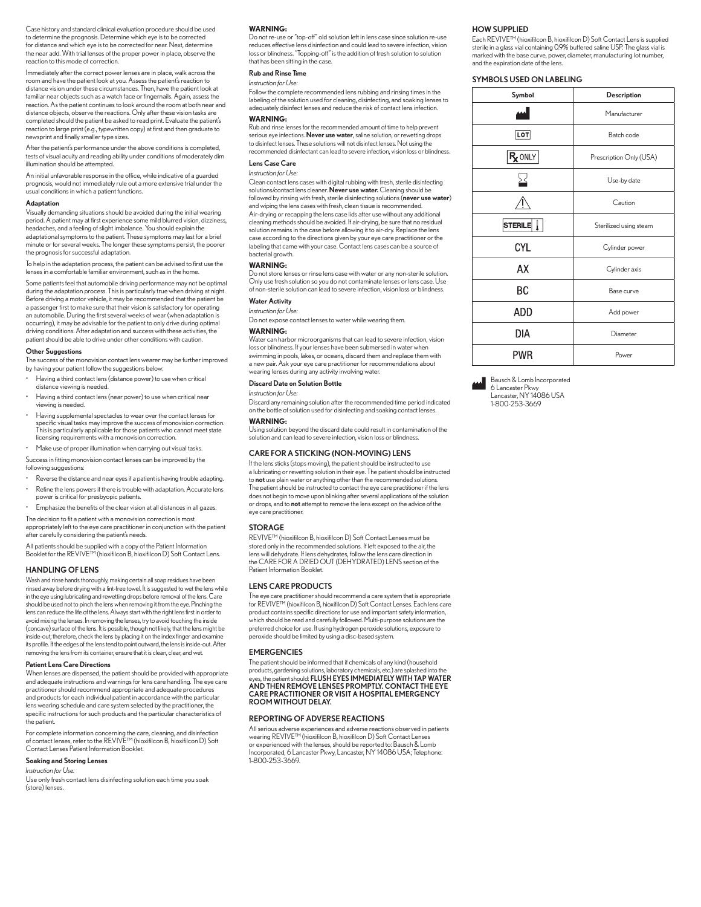Case history and standard clinical evaluation procedure should be used to determine the prognosis. Determine which eye is to be corrected for distance and which eye is to be corrected for near. Next, determine the near add. With trial lenses of the proper power in place, observe the reaction to this mode of correction.

Immediately after the correct power lenses are in place, walk across the room and have the patient look at you. Assess the patient's reaction to distance vision under these circumstances. Then, have the patient look at familiar near objects such as a watch face or fingernails. Again, assess the reaction. As the patient continues to look around the room at both near and distance objects, observe the reactions. Only after these vision tasks are completed should the patient be asked to read print. Evaluate the patient's reaction to large print (e.g., typewritten copy) at first and then graduate to newsprint and finally smaller type sizes.

After the patient's performance under the above conditions is completed, tests of visual acuity and reading ability under conditions of moderately dim illumination should be attempted.

An initial unfavorable response in the office, while indicative of a guarded prognosis, would not immediately rule out a more extensive trial under the usual conditions in which a patient functions.

**Adaptation**

Visually demanding situations should be avoided during the initial wearing period. A patient may at first experience some mild blurred vision, dizziness, headaches, and a feeling of slight imbalance. You should explain the adaptational symptoms to the patient. These symptoms may last for a brief minute or for several weeks. The longer these symptoms persist, the poorer the prognosis for successful adaptation.

To help in the adaptation process, the patient can be advised to first use the lenses in a comfortable familiar environment, such as in the home.

Some patients feel that automobile driving performance may not be optimal during the adaptation process. This is particularly true when driving at night. Before driving a motor vehicle, it may be recommended that the patient be a passenger first to make sure that their vision is satisfactory for operating an automobile. During the first several weeks of wear (when adaptation is occurring), it may be advisable for the patient to only drive during optimal driving conditions. After adaptation and success with these activities, the patient should be able to drive under other conditions with caution.

**Other Suggestions**

The success of the monovision contact lens wearer may be further improved by having your patient follow the suggestions below:

- Having a third contact lens (distance power) to use when critical distance viewing is needed.
- Having a third contact lens (near power) to use when critical near viewing is needed.
- Having supplemental spectacles to wear over the contact lenses for specific visual tasks may improve the success of monovision correction. This is particularly applicable for those patients who cannot meet state licensing requirements with a monovision correction.
- Make use of proper illumination when carrying out visual tasks.

Success in fitting monovision contact lenses can be improved by the following suggestions:

- Reverse the distance and near eyes if a patient is having trouble adapting.
- Refine the lens powers if there is trouble with adaptation. Accurate lens power is critical for presbyopic patients.
- Emphasize the benefits of the clear vision at all distances in all gazes.

The decision to fit a patient with a monovision correction is most appropriately left to the eye care practitioner in conjunction with the patient after carefully considering the patient's needs.

All patients should be supplied with a copy of the Patient Information Booklet for the REVIVE™ (hioxifilcon B, hioxifilcon D) Soft Contact Lens.

## HANDLING OF LENS

Wash and rinse hands thoroughly, making certain all soap residues have been rinsed away before drying with a lint-free towel. It is suggested to wet the lens while in the eye using lubricating and rewetting drops before removal of the lens. Care should be used not to pinch the lens when removing it from the eye. Pinching the lens can reduce the life of the lens. Always start with the right lens first in order to avoid mixing the lenses. In removing the lenses, try to avoid touching the inside (concave) surface of the lens. It is possible, though not likely, that the lens might be inside-out; therefore, check the lens by placing it on the index finger and examine its profile. If the edges of the lens tend to point outward, the lens is inside-out. After removing the lens from its container, ensure that it is clean, clear, and wet.

**Patient Lens Care Directions**

When lenses are dispensed, the patient should be provided with appropriate and adequate instructions and warnings for lens care handling. The eye care practitioner should recommend appropriate and adequate procedures and products for each individual patient in accordance with the particular lens wearing schedule and care system selected by the practitioner, the specific instructions for such products and the particular characteristics of the patient.

For complete information concerning the care, cleaning, and disinfection of contact lenses, refer to the REVIVE™ (hioxifilcon B, hioxifilcon D) Soft Contact Lenses Patient Information Booklet.

**Soaking and Storing Lenses**

*Instruction for Use:*

Use only fresh contact lens disinfecting solution each time you soak (store) lenses.

**WARNING:**

Do not re-use or "top-off" old solution left in lens case since solution re-use reduces effective lens disinfection and could lead to severe infection, vision loss or blindness. "Topping-off" is the addition of fresh solution to solution that has been sitting in the case.

**Rub and Rinse Time**

*Instruction for Use:*

Follow the complete recommended lens rubbing and rinsing times in the labeling of the solution used for cleaning, disinfecting, and soaking lenses to adequately disinfect lenses and reduce the risk of contact lens infection.

**WARNING:**

Rub and rinse lenses for the recommended amount of time to help prevent serious eye infections. **Never use water**, saline solution, or rewetting drops to disinfect lenses. These solutions will not disinfect lenses. Not using the recommended disinfectant can lead to severe infection, vision loss or blindness.

**Lens Case Care**

*Instruction for Use:*

Clean contact lens cases with digital rubbing with fresh, sterile disinfecting solutions/contact lens cleaner. **Never use water.** Cleaning should be followed by rinsing with fresh, sterile disinfecting solutions (**never use water**) and wiping the lens cases with fresh, clean tissue is recommended. Air-drying or recapping the lens case lids after use without any additional cleaning methods should be avoided. If air-drying, be sure that no residual solution remains in the case before allowing it to air-dry. Replace the lens case according to the directions given by your eye care practitioner or the labeling that came with your case. Contact lens cases can be a source of bacterial growth.

**WARNING:**

Do not store lenses or rinse lens case with water or any non-sterile solution. Only use fresh solution so you do not contaminate lenses or lens case. Use of non-sterile solution can lead to severe infection, vision loss or blindness.

**Water Activity**

*Instruction for Use:*

Do not expose contact lenses to water while wearing them.

**WARNING:**

Water can harbor microorganisms that can lead to severe infection, vision loss or blindness. If your lenses have been submersed in water when swimming in pools, lakes, or oceans, discard them and replace them with a new pair. Ask your eye care practitioner for recommendations about wearing lenses during any activity involving water.

**Discard Date on Solution Bottle**

*Instruction for Use:*

Discard any remaining solution after the recommended time period indicated on the bottle of solution used for disinfecting and soaking contact lenses.

**WARNING:**

Using solution beyond the discard date could result in contamination of the solution and can lead to severe infection, vision loss or blindness.

## CARE FOR A STICKING (NON-MOVING) LENS

If the lens sticks (stops moving), the patient should be instructed to use a lubricating or rewetting solution in their eye. The patient should be instructed to **not** use plain water or anything other than the recommended solutions. The patient should be instructed to contact the eye care practitioner if the lens does not begin to move upon blinking after several applications of the solution or drops, and to **not** attempt to remove the lens except on the advice of the eye care practitioner.

## STORAGE

REVIVE™ (hioxifilcon B, hioxifilcon D) Soft Contact Lenses must be stored only in the recommended solutions. If left exposed to the air, the lens will dehydrate. If lens dehydrates, follow the lens care direction in the CARE FOR A DRIED OUT (DEHYDRATED) LENS section of the Patient Information Booklet.

## LENS CARE PRODUCTS

The eye care practitioner should recommend a care system that is appropriate for REVIVE™ (hioxifilcon B, hioxifilcon D) Soft Contact Lenses. Each lens care product contains specific directions for use and important safety information, which should be read and carefully followed. Multi-purpose solutions are the preferred choice for use. If using hydrogen peroxide solutions, exposure to peroxide should be limited by using a disc-based system.

## EMERGENCIES

The patient should be informed that if chemicals of any kind (household products, gardening solutions, laboratory chemicals, etc.) are splashed into the eyes, the patient should: **FLUSH EYES IMMEDIATELY WITH TAP WATER AND THEN REMOVE LENSES PROMPTLY. CONTACT THE EYE CARE PRACTITIONER OR VISIT A HOSPITAL EMERGENCY ROOM WITHOUT DELAY.**

## REPORTING OF ADVERSE REACTIONS

All serious adverse experiences and adverse reactions observed in patients wearing REVIVE™ (hioxifilcon B, hioxifilcon D) Soft Contact Lenses or experienced with the lenses, should be reported to: Bausch & Lomb Incorporated, 6 Lancaster Pkwy, Lancaster, NY 14086 USA; Telephone: 1-800-253-3669.

## HOW SUPPLIED

Each REVIVE™ (hioxifilcon B, hioxifilcon D) Soft Contact Lens is supplied sterile in a glass vial containing 0.9% buffered saline USP. The glass vial is marked with the base curve, power, diameter, manufacturing lot number, and the expiration date of the lens.

## SYMBOLS USED ON LABELING

| Symbol | Description |
|---|---|
| | Manufacturer |
| LOT | Batch code |
| Rx ONLY | Prescription Only (USA) |
| | Use-by date |
| | Caution |
| STERILE | Sterilized using steam |
| CYL | Cylinder power |
| AX | Cylinder axis |
| BC | Base curve |
| ADD | Add power |
| DIA | Diameter |
| PWR | Power |

Bausch & Lomb Incorporated
6 Lancaster Pkwy
Lancaster, NY 14086 USA
1-800-253-3669